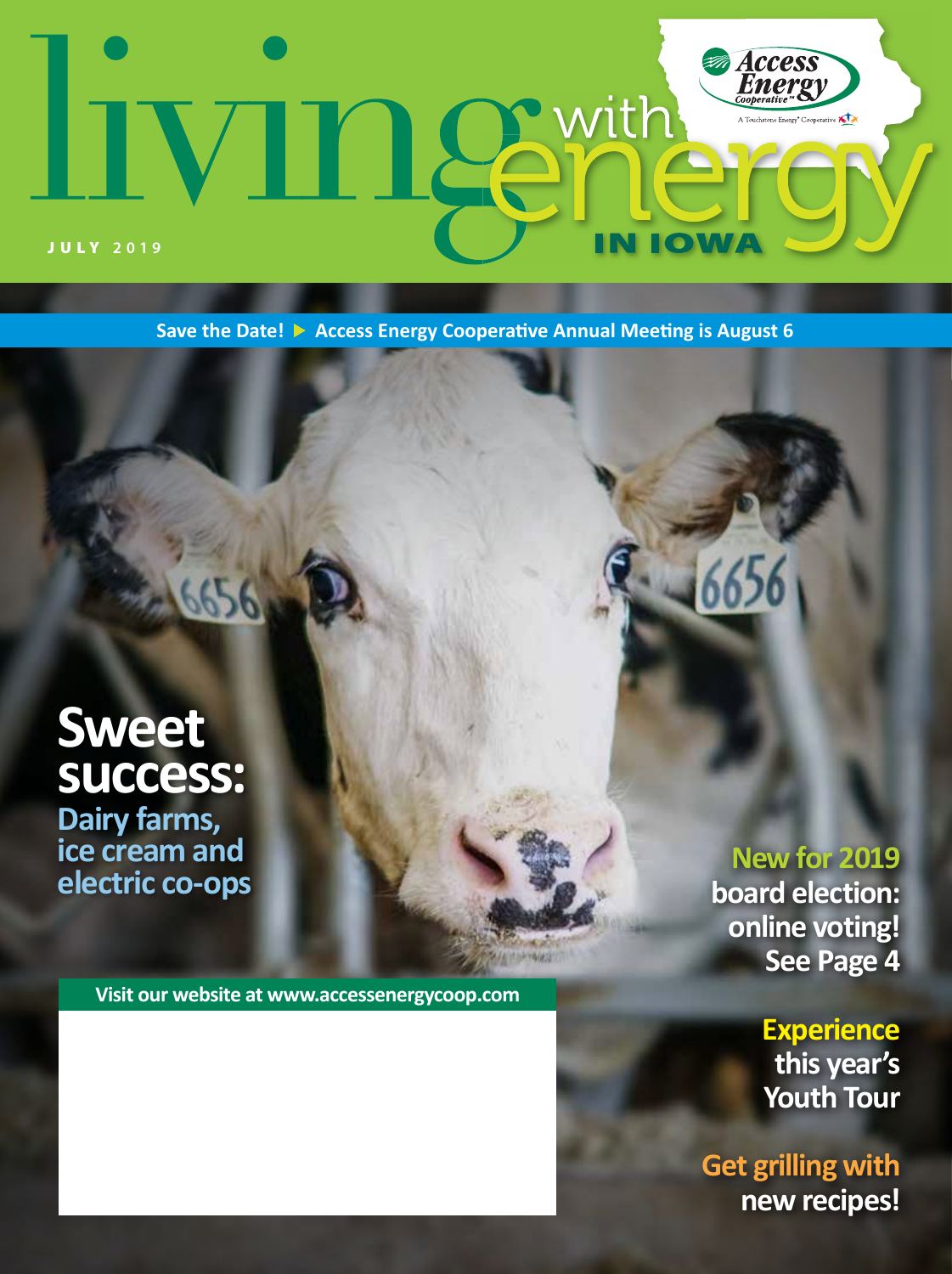# living with energy IN IOWA

Access Energy Cooperative

A Touchstone Energy® Cooperative

JULY 2019

Save the Date! ▶ Access Energy Cooperative Annual Meeting is August 6

## Sweet success:

**Dairy farms, ice cream and electric co-ops**

**New for 2019 board election: online voting! See Page 4**

**Experience this year's Youth Tour**

**Get grilling with new recipes!**

Visit our website at www.accessenergycoop.com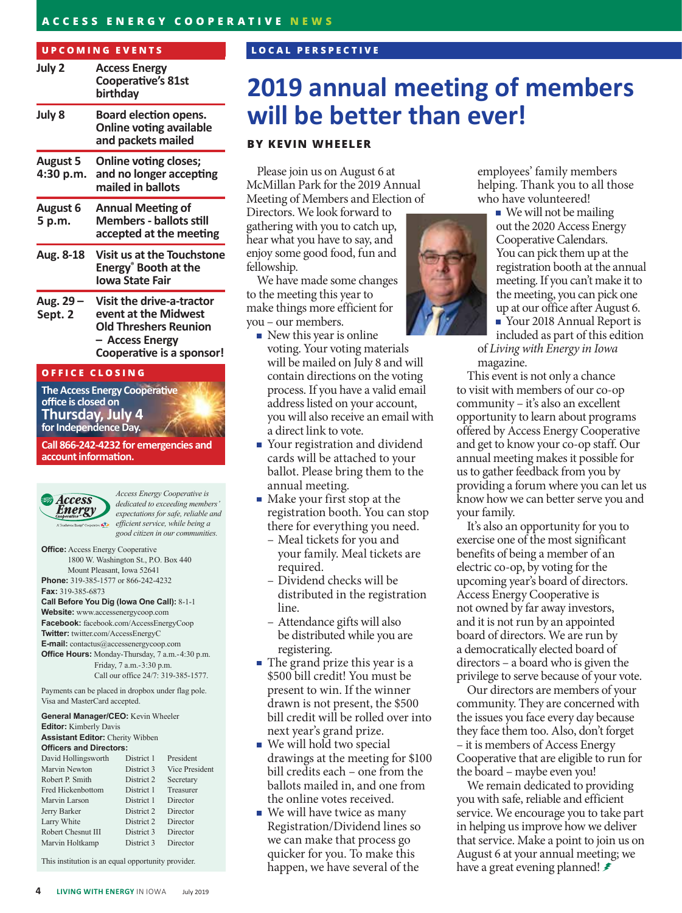## UPCOMING EVENTS

| | |
|---|---|
| July 2 | Access Energy Cooperative's 81st birthday |
| July 8 | Board election opens. Online voting available and packets mailed |
| August 5 4:30 p.m. | Online voting closes; and no longer accepting mailed in ballots |
| August 6 5 p.m. | Annual Meeting of Members - ballots still accepted at the meeting |
| Aug. 8-18 | Visit us at the Touchstone Energy® Booth at the Iowa State Fair |
| Aug. 29 – Sept. 2 | Visit the drive-a-tractor event at the Midwest Old Threshers Reunion – Access Energy Cooperative is a sponsor! |

## OFFICE CLOSING

The Access Energy Cooperative office is closed on **Thursday, July 4** for Independence Day.

**Call 866-242-4232 for emergencies and account information.**

*Access Energy Cooperative is dedicated to exceeding members' expectations for safe, reliable and efficient service, while being a good citizen in our communities.*

**Office:** Access Energy Cooperative
1800 W. Washington St., P.O. Box 440
Mount Pleasant, Iowa 52641
**Phone:** 319-385-1577 or 866-242-4232
**Fax:** 319-385-6873
**Call Before You Dig (Iowa One Call):** 8-1-1
**Website:** www.accessenergycoop.com
**Facebook:** facebook.com/AccessEnergyCoop
**Twitter:** twitter.com/AccessEnergyC
**E-mail:** contactus@accessenergycoop.com
**Office Hours:** Monday-Thursday, 7 a.m.-4:30 p.m.
Friday, 7 a.m.-3:30 p.m.
Call our office 24/7: 319-385-1577.

Payments can be placed in dropbox under flag pole. Visa and MasterCard accepted.

**General Manager/CEO:** Kevin Wheeler
**Editor:** Kimberly Davis
**Assistant Editor:** Cherity Wibben
**Officers and Directors:**

| | | |
|---|---|---|
| David Hollingsworth | District 1 | President |
| Marvin Newton | District 3 | Vice President |
| Robert P. Smith | District 2 | Secretary |
| Fred Hickenbottom | District 1 | Treasurer |
| Marvin Larson | District 1 | Director |
| Jerry Barker | District 2 | Director |
| Larry White | District 2 | Director |
| Robert Chesnut III | District 3 | Director |
| Marvin Holtkamp | District 3 | Director |

This institution is an equal opportunity provider.

## LOCAL PERSPECTIVE

# 2019 annual meeting of members will be better than ever!

**BY KEVIN WHEELER**

Please join us on August 6 at McMillan Park for the 2019 Annual Meeting of Members and Election of Directors. We look forward to gathering with you to catch up, hear what you have to say, and enjoy some good food, fun and fellowship.

We have made some changes to the meeting this year to make things more efficient for you – our members.

- New this year is online voting. Your voting materials will be mailed on July 8 and will contain directions on the voting process. If you have a valid email address listed on your account, you will also receive an email with a direct link to vote.
- Your registration and dividend cards will be attached to your ballot. Please bring them to the annual meeting.
- Make your first stop at the registration booth. You can stop there for everything you need.
  - Meal tickets for you and your family. Meal tickets are required.
  - Dividend checks will be distributed in the registration line.
  - Attendance gifts will also be distributed while you are registering.
- The grand prize this year is a $500 bill credit! You must be present to win. If the winner drawn is not present, the $500 bill credit will be rolled over into next year's grand prize.
- We will hold two special drawings at the meeting for $100 bill credits each – one from the ballots mailed in, and one from the online votes received.
- We will have twice as many Registration/Dividend lines so we can make that process go quicker for you. To make this happen, we have several of the employees' family members helping. Thank you to all those who have volunteered!
- We will not be mailing out the 2020 Access Energy Cooperative Calendars. You can pick them up at the registration booth at the annual meeting. If you can't make it to the meeting, you can pick one up at our office after August 6.
- Your 2018 Annual Report is included as part of this edition of *Living with Energy in Iowa* magazine.

This event is not only a chance to visit with members of our co-op community – it's also an excellent opportunity to learn about programs offered by Access Energy Cooperative and get to know your co-op staff. Our annual meeting makes it possible for us to gather feedback from you by providing a forum where you can let us know how we can better serve you and your family.

It's also an opportunity for you to exercise one of the most significant benefits of being a member of an electric co-op, by voting for the upcoming year's board of directors. Access Energy Cooperative is not owned by far away investors, and it is not run by an appointed board of directors. We are run by a democratically elected board of directors – a board who is given the privilege to serve because of your vote.

Our directors are members of your community. They are concerned with the issues you face every day because they face them too. Also, don't forget – it is members of Access Energy Cooperative that are eligible to run for the board – maybe even you!

We remain dedicated to providing you with safe, reliable and efficient service. We encourage you to take part in helping us improve how we deliver that service. Make a point to join us on August 6 at your annual meeting; we have a great evening planned!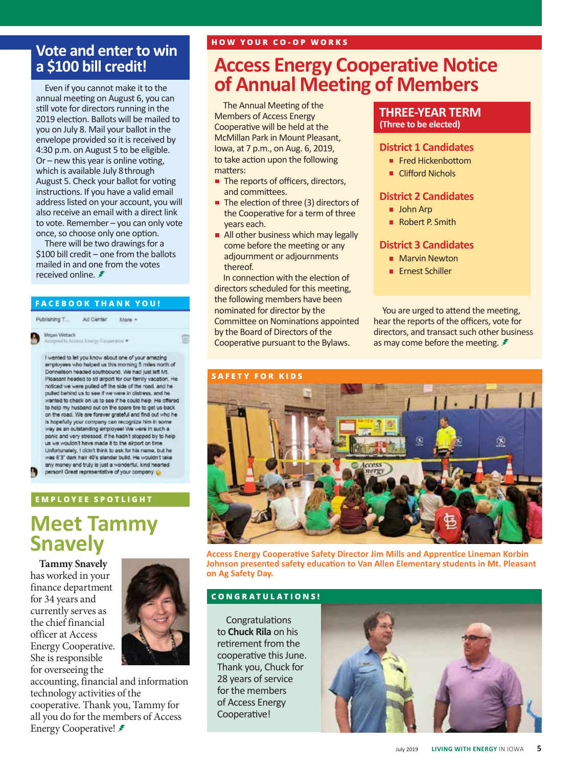## Vote and enter to win a $100 bill credit!

Even if you cannot make it to the annual meeting on August 6, you can still vote for directors running in the 2019 election. Ballots will be mailed to you on July 8. Mail your ballot in the envelope provided so it is received by 4:30 p.m. on August 5 to be eligible. Or – new this year is online voting, which is available July 8 through August 5. Check your ballot for voting instructions. If you have a valid email address listed on your account, you will also receive an email with a direct link to vote. Remember – you can only vote once, so choose only one option.

There will be two drawings for a $100 bill credit – one from the ballots mailed in and one from the votes received online.

### FACEBOOK THANK YOU!

Megan Wetlach

I wanted to let you know about one of your amazing employees who helped us this morning 5 miles north of Donnellson headed southbound. We had just left Mt. Pleasant headed to stl airport for our family vacation. He noticed we were pulled off the side of the road, and he pulled behind us to see if we were in distress, and he wanted to check on us to see if he could help. He offered to help my husband out on the spare tire to get us back on the road. We are forever grateful and find out who he is hopefully your company can recognize him in some way as an outstanding employee! We were in such a panic and very stressed, if he hadn't stopped by to help us we wouldn't have made it to the airport on time. Unfortunately, I didn't think to ask for his name, but he was 6'3" dark hair 40's slender build. He wouldn't take any money and truly is just a wonderful, kind hearted person! Great representative of your company

### EMPLOYEE SPOTLIGHT

## Meet Tammy Snavely

**Tammy Snavely** has worked in your finance department for 34 years and currently serves as the chief financial officer at Access Energy Cooperative. She is responsible for overseeing the accounting, financial and information technology activities of the cooperative. Thank you, Tammy for all you do for the members of Access Energy Cooperative!

### HOW YOUR CO-OP WORKS

# Access Energy Cooperative Notice of Annual Meeting of Members

The Annual Meeting of the Members of Access Energy Cooperative will be held at the McMillan Park in Mount Pleasant, Iowa, at 7 p.m., on Aug. 6, 2019, to take action upon the following matters:

- The reports of officers, directors, and committees.
- The election of three (3) directors of the Cooperative for a term of three years each.
- All other business which may legally come before the meeting or any adjournment or adjournments thereof.

In connection with the election of directors scheduled for this meeting, the following members have been nominated for director by the Committee on Nominations appointed by the Board of Directors of the Cooperative pursuant to the Bylaws.

### THREE-YEAR TERM
(Three to be elected)

**District 1 Candidates**
- Fred Hickenbottom
- Clifford Nichols

**District 2 Candidates**
- John Arp
- Robert P. Smith

**District 3 Candidates**
- Marvin Newton
- Ernest Schiller

You are urged to attend the meeting, hear the reports of the officers, vote for directors, and transact such other business as may come before the meeting.

### SAFETY FOR KIDS

Access Energy Cooperative Safety Director Jim Mills and Apprentice Lineman Korbin Johnson presented safety education to Van Allen Elementary students in Mt. Pleasant on Ag Safety Day.

### CONGRATULATIONS!

Congratulations to **Chuck Rila** on his retirement from the cooperative this June. Thank you, Chuck for 28 years of service for the members of Access Energy Cooperative!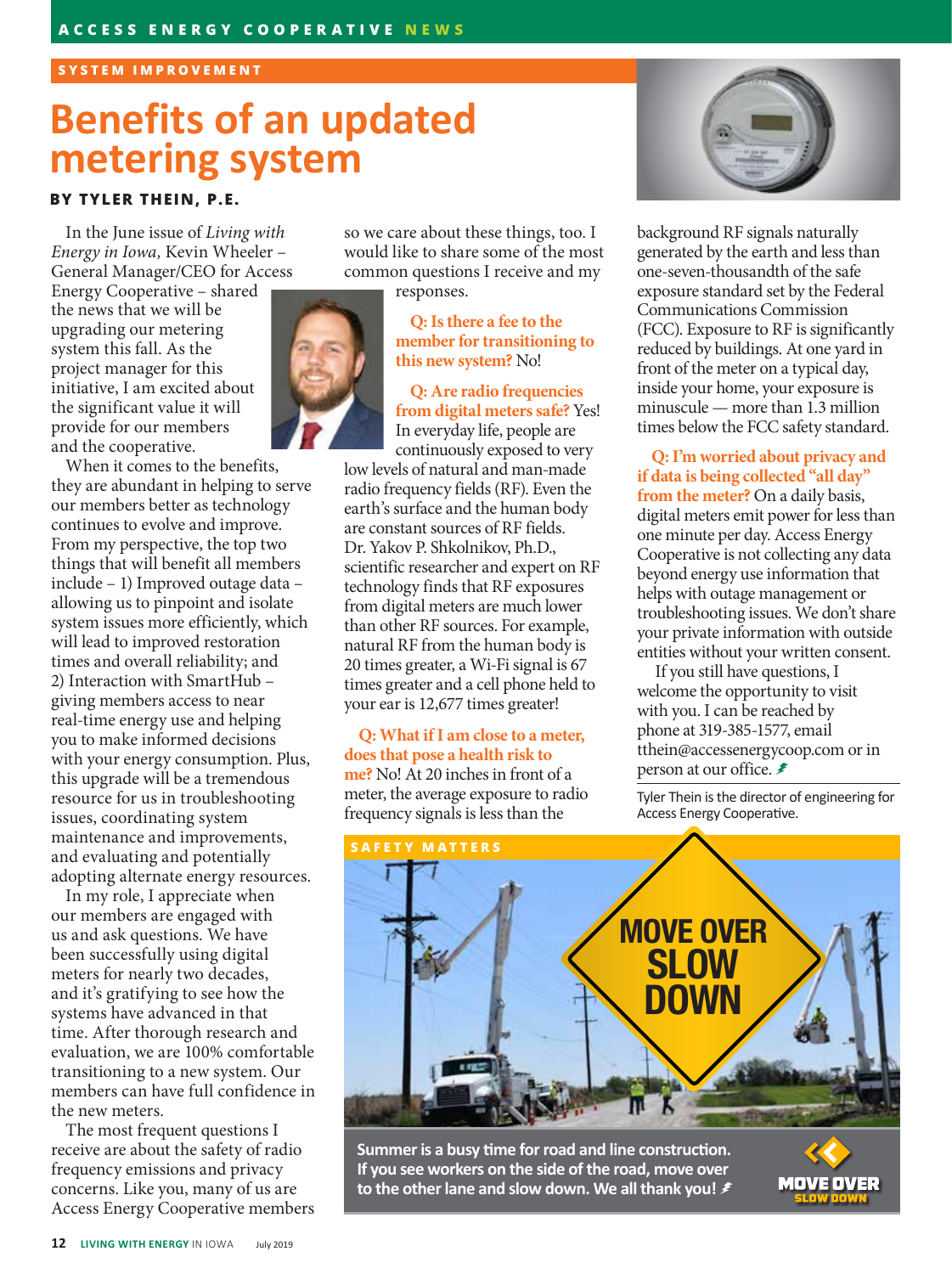SYSTEM IMPROVEMENT

# Benefits of an updated metering system

**BY TYLER THEIN, P.E.**

In the June issue of *Living with Energy in Iowa,* Kevin Wheeler – General Manager/CEO for Access Energy Cooperative – shared the news that we will be upgrading our metering system this fall. As the project manager for this initiative, I am excited about the significant value it will provide for our members and the cooperative.

When it comes to the benefits, they are abundant in helping to serve our members better as technology continues to evolve and improve. From my perspective, the top two things that will benefit all members include – 1) Improved outage data – allowing us to pinpoint and isolate system issues more efficiently, which will lead to improved restoration times and overall reliability; and 2) Interaction with SmartHub – giving members access to near real-time energy use and helping you to make informed decisions with your energy consumption. Plus, this upgrade will be a tremendous resource for us in troubleshooting issues, coordinating system maintenance and improvements, and evaluating and potentially adopting alternate energy resources.

In my role, I appreciate when our members are engaged with us and ask questions. We have been successfully using digital meters for nearly two decades, and it's gratifying to see how the systems have advanced in that time. After thorough research and evaluation, we are 100% comfortable transitioning to a new system. Our members can have full confidence in the new meters.

The most frequent questions I receive are about the safety of radio frequency emissions and privacy concerns. Like you, many of us are Access Energy Cooperative members so we care about these things, too. I would like to share some of the most common questions I receive and my responses.

**Q: Is there a fee to the member for transitioning to this new system?** No!

**Q: Are radio frequencies from digital meters safe?** Yes! In everyday life, people are continuously exposed to very low levels of natural and man-made radio frequency fields (RF). Even the earth's surface and the human body are constant sources of RF fields. Dr. Yakov P. Shkolnikov, Ph.D., scientific researcher and expert on RF technology finds that RF exposures from digital meters are much lower than other RF sources. For example, natural RF from the human body is 20 times greater, a Wi-Fi signal is 67 times greater and a cell phone held to your ear is 12,677 times greater!

**Q: What if I am close to a meter, does that pose a health risk to me?** No! At 20 inches in front of a meter, the average exposure to radio frequency signals is less than the background RF signals naturally generated by the earth and less than one-seven-thousandth of the safe exposure standard set by the Federal Communications Commission (FCC). Exposure to RF is significantly reduced by buildings. At one yard in front of the meter on a typical day, inside your home, your exposure is minuscule — more than 1.3 million times below the FCC safety standard.

**Q: I'm worried about privacy and if data is being collected "all day" from the meter?** On a daily basis, digital meters emit power for less than one minute per day. Access Energy Cooperative is not collecting any data beyond energy use information that helps with outage management or troubleshooting issues. We don't share your private information with outside entities without your written consent.

If you still have questions, I welcome the opportunity to visit with you. I can be reached by phone at 319-385-1577, email tthein@accessenergycoop.com or in person at our office.

*Tyler Thein is the director of engineering for Access Energy Cooperative.*

SAFETY MATTERS

MOVE OVER SLOW DOWN

**Summer is a busy time for road and line construction. If you see workers on the side of the road, move over to the other lane and slow down. We all thank you!**

MOVE OVER SLOW DOWN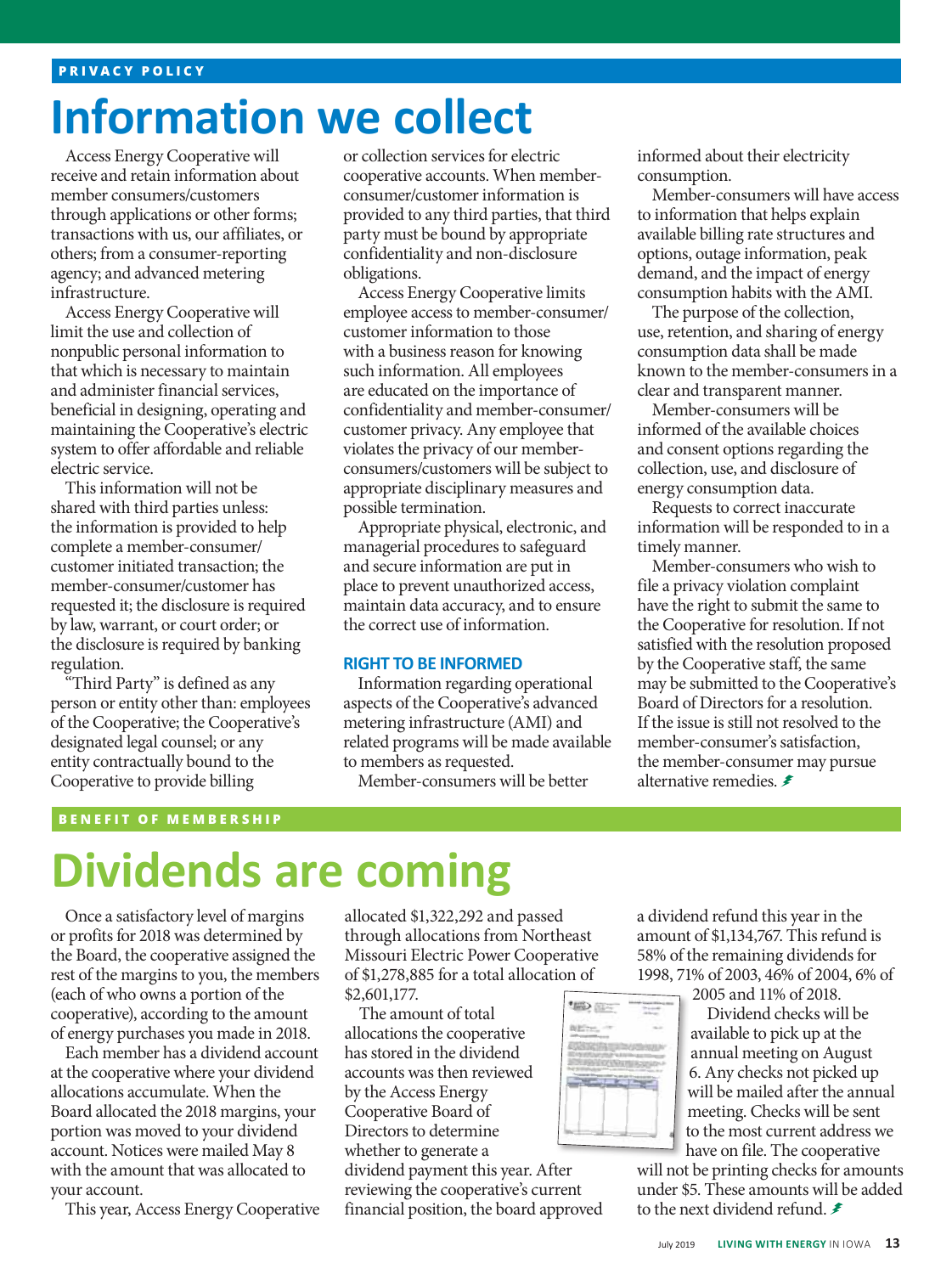PRIVACY POLICY

# Information we collect

Access Energy Cooperative will receive and retain information about member consumers/customers through applications or other forms; transactions with us, our affiliates, or others; from a consumer-reporting agency; and advanced metering infrastructure.

Access Energy Cooperative will limit the use and collection of nonpublic personal information to that which is necessary to maintain and administer financial services, beneficial in designing, operating and maintaining the Cooperative's electric system to offer affordable and reliable electric service.

This information will not be shared with third parties unless: the information is provided to help complete a member-consumer/customer initiated transaction; the member-consumer/customer has requested it; the disclosure is required by law, warrant, or court order; or the disclosure is required by banking regulation.

"Third Party" is defined as any person or entity other than: employees of the Cooperative; the Cooperative's designated legal counsel; or any entity contractually bound to the Cooperative to provide billing or collection services for electric cooperative accounts. When member-consumer/customer information is provided to any third parties, that third party must be bound by appropriate confidentiality and non-disclosure obligations.

Access Energy Cooperative limits employee access to member-consumer/customer information to those with a business reason for knowing such information. All employees are educated on the importance of confidentiality and member-consumer/customer privacy. Any employee that violates the privacy of our member-consumers/customers will be subject to appropriate disciplinary measures and possible termination.

Appropriate physical, electronic, and managerial procedures to safeguard and secure information are put in place to prevent unauthorized access, maintain data accuracy, and to ensure the correct use of information.

### RIGHT TO BE INFORMED

Information regarding operational aspects of the Cooperative's advanced metering infrastructure (AMI) and related programs will be made available to members as requested.

Member-consumers will be better informed about their electricity consumption.

Member-consumers will have access to information that helps explain available billing rate structures and options, outage information, peak demand, and the impact of energy consumption habits with the AMI.

The purpose of the collection, use, retention, and sharing of energy consumption data shall be made known to the member-consumers in a clear and transparent manner.

Member-consumers will be informed of the available choices and consent options regarding the collection, use, and disclosure of energy consumption data.

Requests to correct inaccurate information will be responded to in a timely manner.

Member-consumers who wish to file a privacy violation complaint have the right to submit the same to the Cooperative for resolution. If not satisfied with the resolution proposed by the Cooperative staff, the same may be submitted to the Cooperative's Board of Directors for a resolution. If the issue is still not resolved to the member-consumer's satisfaction, the member-consumer may pursue alternative remedies.

BENEFIT OF MEMBERSHIP

# Dividends are coming

Once a satisfactory level of margins or profits for 2018 was determined by the Board, the cooperative assigned the rest of the margins to you, the members (each of who owns a portion of the cooperative), according to the amount of energy purchases you made in 2018.

Each member has a dividend account at the cooperative where your dividend allocations accumulate. When the Board allocated the 2018 margins, your portion was moved to your dividend account. Notices were mailed May 8 with the amount that was allocated to your account.

This year, Access Energy Cooperative allocated $1,322,292 and passed through allocations from Northeast Missouri Electric Power Cooperative of $1,278,885 for a total allocation of $2,601,177.

The amount of total allocations the cooperative has stored in the dividend accounts was then reviewed by the Access Energy Cooperative Board of Directors to determine whether to generate a dividend payment this year. After reviewing the cooperative's current financial position, the board approved a dividend refund this year in the amount of $1,134,767. This refund is 58% of the remaining dividends for 1998, 71% of 2003, 46% of 2004, 6% of 2005 and 11% of 2018.

Dividend checks will be available to pick up at the annual meeting on August 6. Any checks not picked up will be mailed after the annual meeting. Checks will be sent to the most current address we have on file. The cooperative will not be printing checks for amounts under $5. These amounts will be added to the next dividend refund.